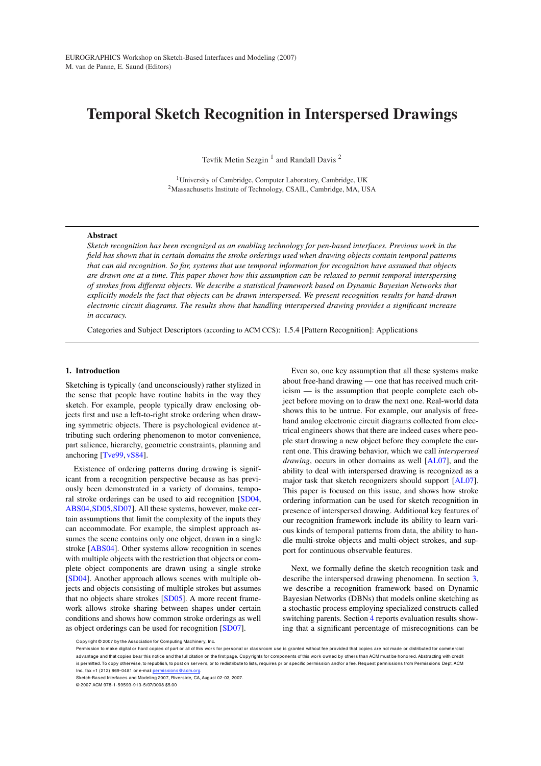# Temporal Sketch Recognition in Interspersed Drawings

Tevfik Metin Sezgin [1] and Randall Davis [2]

[1] University of Cambridge, Computer Laboratory, Cambridge, UK
[2] Massachusetts Institute of Technology, CSAIL, Cambridge, MA, USA

---

**Abstract**

*Sketch recognition has been recognized as an enabling technology for pen-based interfaces. Previous work in the field has shown that in certain domains the stroke orderings used when drawing objects contain temporal patterns that can aid recognition. So far, systems that use temporal information for recognition have assumed that objects are drawn one at a time. This paper shows how this assumption can be relaxed to permit temporal interspersing of strokes from different objects. We describe a statistical framework based on Dynamic Bayesian Networks that explicitly models the fact that objects can be drawn interspersed. We present recognition results for hand-drawn electronic circuit diagrams. The results show that handling interspersed drawing provides a significant increase in accuracy.*

Categories and Subject Descriptors (according to ACM CCS): I.5.4 [Pattern Recognition]: Applications

---

## 1. Introduction

Sketching is typically (and unconsciously) rather stylized in the sense that people have routine habits in the way they sketch. For example, people typically draw enclosing objects first and use a left-to-right stroke ordering when drawing symmetric objects. There is psychological evidence attributing such ordering phenomenon to motor convenience, part salience, hierarchy, geometric constraints, planning and anchoring [Tve99, vS84].

Existence of ordering patterns during drawing is significant from a recognition perspective because as has previously been demonstrated in a variety of domains, temporal stroke orderings can be used to aid recognition [SD04, ABS04, SD05, SD07]. All these systems, however, make certain assumptions that limit the complexity of the inputs they can accommodate. For example, the simplest approach assumes the scene contains only one object, drawn in a single stroke [ABS04]. Other systems allow recognition in scenes with multiple objects with the restriction that objects or complete object components are drawn using a single stroke [SD04]. Another approach allows scenes with multiple objects and objects consisting of multiple strokes but assumes that no objects share strokes [SD05]. A more recent framework allows stroke sharing between shapes under certain conditions and shows how common stroke orderings as well as object orderings can be used for recognition [SD07].

Even so, one key assumption that all these systems make about free-hand drawing — one that has received much criticism — is the assumption that people complete each object before moving on to draw the next one. Real-world data shows this to be untrue. For example, our analysis of free-hand analog electronic circuit diagrams collected from electrical engineers shows that there are indeed cases where people start drawing a new object before they complete the current one. This drawing behavior, which we call *interspersed drawing*, occurs in other domains as well [AL07], and the ability to deal with interspersed drawing is recognized as a major task that sketch recognizers should support [AL07]. This paper is focused on this issue, and shows how stroke ordering information can be used for sketch recognition in presence of interspersed drawing. Additional key features of our recognition framework include its ability to learn various kinds of temporal patterns from data, the ability to handle multi-stroke objects and multi-object strokes, and support for continuous observable features.

Next, we formally define the sketch recognition task and describe the interspersed drawing phenomena. In section 3, we describe a recognition framework based on Dynamic Bayesian Networks (DBNs) that models online sketching as a stochastic process employing specialized constructs called switching parents. Section 4 reports evaluation results showing that a significant percentage of misrecognitions can be

Copyright © 2007 by the Association for Computing Machinery, Inc.
Permission to make digital or hard copies of part or all of this work for personal or classroom use is granted without fee provided that copies are not made or distributed for commercial advantage and that copies bear this notice and the full citation on the first page. Copyrights for components of this work owned by others than ACM must be honored. Abstracting with credit is permitted. To copy otherwise, to republish, to post on servers, or to redistribute to lists, requires prior specific permission and/or a fee. Request permissions from Permissions Dept, ACM Inc., fax +1 (212) 869-0481 or e-mail permissions@acm.org.
Sketch-Based Interfaces and Modeling 2007, Riverside, CA, August 02-03, 2007.
© 2007 ACM 978-1-59593-913-5/07/0008 $5.00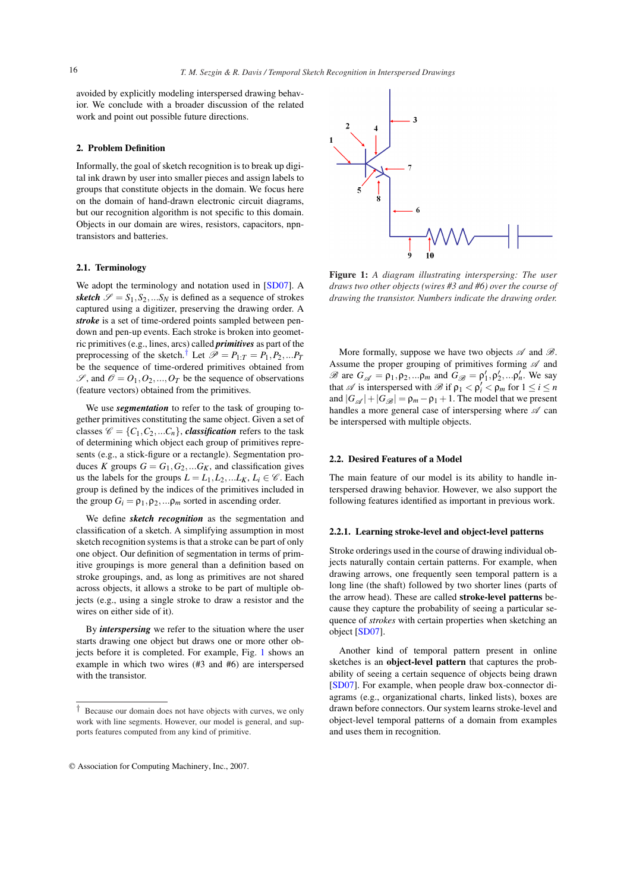avoided by explicitly modeling interspersed drawing behavior. We conclude with a broader discussion of the related work and point out possible future directions.

## 2. Problem Definition

Informally, the goal of sketch recognition is to break up digital ink drawn by user into smaller pieces and assign labels to groups that constitute objects in the domain. We focus here on the domain of hand-drawn electronic circuit diagrams, but our recognition algorithm is not specific to this domain. Objects in our domain are wires, resistors, capacitors, npn-transistors and batteries.

### 2.1. Terminology

We adopt the terminology and notation used in [SD07]. A ***sketch*** $\mathscr{S} = S_1, S_2, ...S_N$ is defined as a sequence of strokes captured using a digitizer, preserving the drawing order. A ***stroke*** is a set of time-ordered points sampled between pen-down and pen-up events. Each stroke is broken into geometric primitives (e.g., lines, arcs) called ***primitives*** as part of the preprocessing of the sketch.[†] Let $\mathscr{P} = P_{1:T} = P_1, P_2, ...P_T$ be the sequence of time-ordered primitives obtained from $\mathscr{S}$, and $\mathscr{O} = O_1, O_2, ..., O_T$ be the sequence of observations (feature vectors) obtained from the primitives.

We use ***segmentation*** to refer to the task of grouping together primitives constituting the same object. Given a set of classes $\mathscr{C} = \{C_1, C_2, ...C_n\}$, ***classification*** refers to the task of determining which object each group of primitives represents (e.g., a stick-figure or a rectangle). Segmentation produces $K$ groups $G = G_1, G_2, ...G_K$, and classification gives us the labels for the groups $L = L_1, L_2, ...L_K$, $L_i \in \mathscr{C}$. Each group is defined by the indices of the primitives included in the group $G_i = \rho_1, \rho_2, ...\rho_m$ sorted in ascending order.

We define ***sketch recognition*** as the segmentation and classification of a sketch. A simplifying assumption in most sketch recognition systems is that a stroke can be part of only one object. Our definition of segmentation in terms of primitive groupings is more general than a definition based on stroke groupings, and, as long as primitives are not shared across objects, it allows a stroke to be part of multiple objects (e.g., using a single stroke to draw a resistor and the wires on either side of it).

By ***interspersing*** we refer to the situation where the user starts drawing one object but draws one or more other objects before it is completed. For example, Fig. 1 shows an example in which two wires (#3 and #6) are interspersed with the transistor.

[†] Because our domain does not have objects with curves, we only work with line segments. However, our model is general, and supports features computed from any kind of primitive.

**Figure 1:** *A diagram illustrating interspersing: The user draws two other objects (wires #3 and #6) over the course of drawing the transistor. Numbers indicate the drawing order.*

More formally, suppose we have two objects $\mathscr{A}$ and $\mathscr{B}$. Assume the proper grouping of primitives forming $\mathscr{A}$ and $\mathscr{B}$ are $G_{\mathscr{A}} = \rho_1, \rho_2, ...\rho_m$ and $G_{\mathscr{B}} = \rho'_1, \rho'_2, ...\rho'_n$. We say that $\mathscr{A}$ is interspersed with $\mathscr{B}$ if $\rho_1 < \rho'_i < \rho_m$ for $1 \leq i \leq n$ and $|G_{\mathscr{A}}| + |G_{\mathscr{B}}| = \rho_m - \rho_1 + 1$. The model that we present handles a more general case of interspersing where $\mathscr{A}$ can be interspersed with multiple objects.

### 2.2. Desired Features of a Model

The main feature of our model is its ability to handle interspersed drawing behavior. However, we also support the following features identified as important in previous work.

#### 2.2.1. Learning stroke-level and object-level patterns

Stroke orderings used in the course of drawing individual objects naturally contain certain patterns. For example, when drawing arrows, one frequently seen temporal pattern is a long line (the shaft) followed by two shorter lines (parts of the arrow head). These are called **stroke-level patterns** because they capture the probability of seeing a particular sequence of *strokes* with certain properties when sketching an object [SD07].

Another kind of temporal pattern present in online sketches is an **object-level pattern** that captures the probability of seeing a certain sequence of objects being drawn [SD07]. For example, when people draw box-connector diagrams (e.g., organizational charts, linked lists), boxes are drawn before connectors. Our system learns stroke-level and object-level temporal patterns of a domain from examples and uses them in recognition.

© Association for Computing Machinery, Inc., 2007.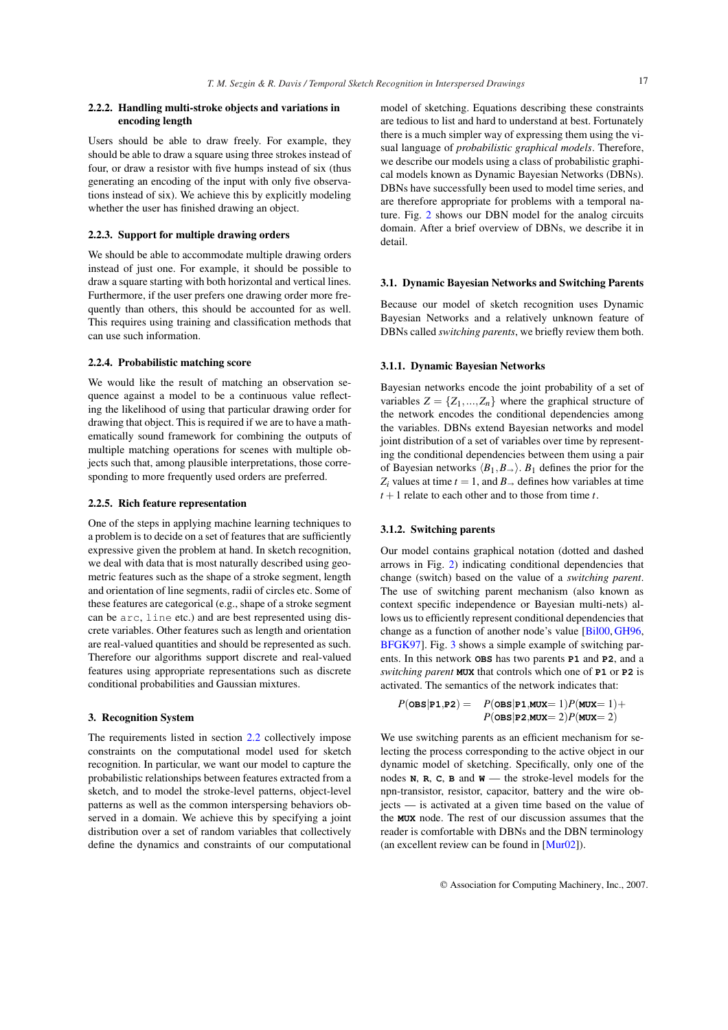#### 2.2.2. Handling multi-stroke objects and variations in encoding length

Users should be able to draw freely. For example, they should be able to draw a square using three strokes instead of four, or draw a resistor with five humps instead of six (thus generating an encoding of the input with only five observations instead of six). We achieve this by explicitly modeling whether the user has finished drawing an object.

#### 2.2.3. Support for multiple drawing orders

We should be able to accommodate multiple drawing orders instead of just one. For example, it should be possible to draw a square starting with both horizontal and vertical lines. Furthermore, if the user prefers one drawing order more frequently than others, this should be accounted for as well. This requires using training and classification methods that can use such information.

#### 2.2.4. Probabilistic matching score

We would like the result of matching an observation sequence against a model to be a continuous value reflecting the likelihood of using that particular drawing order for drawing that object. This is required if we are to have a mathematically sound framework for combining the outputs of multiple matching operations for scenes with multiple objects such that, among plausible interpretations, those corresponding to more frequently used orders are preferred.

#### 2.2.5. Rich feature representation

One of the steps in applying machine learning techniques to a problem is to decide on a set of features that are sufficiently expressive given the problem at hand. In sketch recognition, we deal with data that is most naturally described using geometric features such as the shape of a stroke segment, length and orientation of line segments, radii of circles etc. Some of these features are categorical (e.g., shape of a stroke segment can be `arc`, `line` etc.) and are best represented using discrete variables. Other features such as length and orientation are real-valued quantities and should be represented as such. Therefore our algorithms support discrete and real-valued features using appropriate representations such as discrete conditional probabilities and Gaussian mixtures.

## 3. Recognition System

The requirements listed in section 2.2 collectively impose constraints on the computational model used for sketch recognition. In particular, we want our model to capture the probabilistic relationships between features extracted from a sketch, and to model the stroke-level patterns, object-level patterns as well as the common interspersing behaviors observed in a domain. We achieve this by specifying a joint distribution over a set of random variables that collectively define the dynamics and constraints of our computational model of sketching. Equations describing these constraints are tedious to list and hard to understand at best. Fortunately there is a much simpler way of expressing them using the visual language of *probabilistic graphical models*. Therefore, we describe our models using a class of probabilistic graphical models known as Dynamic Bayesian Networks (DBNs). DBNs have successfully been used to model time series, and are therefore appropriate for problems with a temporal nature. Fig. 2 shows our DBN model for the analog circuits domain. After a brief overview of DBNs, we describe it in detail.

### 3.1. Dynamic Bayesian Networks and Switching Parents

Because our model of sketch recognition uses Dynamic Bayesian Networks and a relatively unknown feature of DBNs called *switching parents*, we briefly review them both.

#### 3.1.1. Dynamic Bayesian Networks

Bayesian networks encode the joint probability of a set of variables $Z = \{Z_1, ..., Z_n\}$ where the graphical structure of the network encodes the conditional dependencies among the variables. DBNs extend Bayesian networks and model joint distribution of a set of variables over time by representing the conditional dependencies between them using a pair of Bayesian networks $\langle B_1, B_{\rightarrow} \rangle$. $B_1$ defines the prior for the $Z_i$ values at time $t = 1$, and $B_{\rightarrow}$ defines how variables at time $t+1$ relate to each other and to those from time $t$.

#### 3.1.2. Switching parents

Our model contains graphical notation (dotted and dashed arrows in Fig. 2) indicating conditional dependencies that change (switch) based on the value of a *switching parent*. The use of switching parent mechanism (also known as context specific independence or Bayesian multi-nets) allows us to efficiently represent conditional dependencies that change as a function of another node's value [Bil00, GH96, BFGK97]. Fig. 3 shows a simple example of switching parents. In this network **OBS** has two parents **P1** and **P2**, and a *switching parent* **MUX** that controls which one of **P1** or **P2** is activated. The semantics of the network indicates that:

$$P(\texttt{OBS}|\texttt{P1},\texttt{P2}) = P(\texttt{OBS}|\texttt{P1},\texttt{MUX}=1)P(\texttt{MUX}=1) + P(\texttt{OBS}|\texttt{P2},\texttt{MUX}=2)P(\texttt{MUX}=2)$$

We use switching parents as an efficient mechanism for selecting the process corresponding to the active object in our dynamic model of sketching. Specifically, only one of the nodes **N**, **R**, **C**, **B** and **W** — the stroke-level models for the npn-transistor, resistor, capacitor, battery and the wire objects — is activated at a given time based on the value of the **MUX** node. The rest of our discussion assumes that the reader is comfortable with DBNs and the DBN terminology (an excellent review can be found in [Mur02]).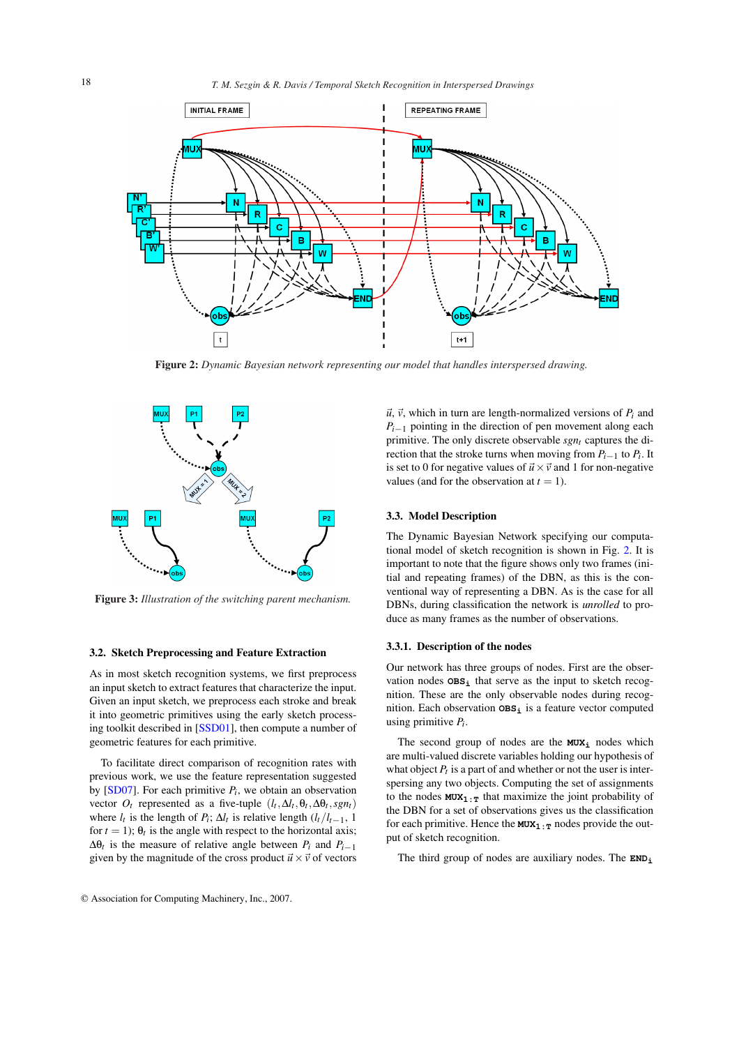Figure 2: *Dynamic Bayesian network representing our model that handles interspersed drawing.*

Figure 3: *Illustration of the switching parent mechanism.*

### 3.2. Sketch Preprocessing and Feature Extraction

As in most sketch recognition systems, we first preprocess an input sketch to extract features that characterize the input. Given an input sketch, we preprocess each stroke and break it into geometric primitives using the early sketch processing toolkit described in [SSD01], then compute a number of geometric features for each primitive.

To facilitate direct comparison of recognition rates with previous work, we use the feature representation suggested by [SD07]. For each primitive $P_t$, we obtain an observation vector $O_t$ represented as a five-tuple $(l_t, \Delta l_t, \theta_t, \Delta\theta_t, sgn_t)$ where $l_t$ is the length of $P_t$; $\Delta l_t$ is relative length $(l_t/l_{t-1}$, 1 for $t = 1)$; $\theta_t$ is the angle with respect to the horizontal axis; $\Delta\theta_t$ is the measure of relative angle between $P_t$ and $P_{t-1}$ given by the magnitude of the cross product $\vec{u} \times \vec{v}$ of vectors $\vec{u}$, $\vec{v}$, which in turn are length-normalized versions of $P_t$ and $P_{t-1}$ pointing in the direction of pen movement along each primitive. The only discrete observable $sgn_t$ captures the direction that the stroke turns when moving from $P_{t-1}$ to $P_t$. It is set to 0 for negative values of $\vec{u} \times \vec{v}$ and 1 for non-negative values (and for the observation at $t = 1$).

### 3.3. Model Description

The Dynamic Bayesian Network specifying our computational model of sketch recognition is shown in Fig. 2. It is important to note that the figure shows only two frames (initial and repeating frames) of the DBN, as this is the conventional way of representing a DBN. As is the case for all DBNs, during classification the network is *unrolled* to produce as many frames as the number of observations.

#### 3.3.1. Description of the nodes

Our network has three groups of nodes. First are the observation nodes $\mathbf{OBS_i}$ that serve as the input to sketch recognition. These are the only observable nodes during recognition. Each observation $\mathbf{OBS_i}$ is a feature vector computed using primitive $P_i$.

The second group of nodes are the $\mathbf{MUX_i}$ nodes which are multi-valued discrete variables holding our hypothesis of what object $P_t$ is a part of and whether or not the user is interspersing any two objects. Computing the set of assignments to the nodes $\mathbf{MUX_{1:T}}$ that maximize the joint probability of the DBN for a set of observations gives us the classification for each primitive. Hence the $\mathbf{MUX_{1:T}}$ nodes provide the output of sketch recognition.

The third group of nodes are auxiliary nodes. The $\mathbf{END_i}$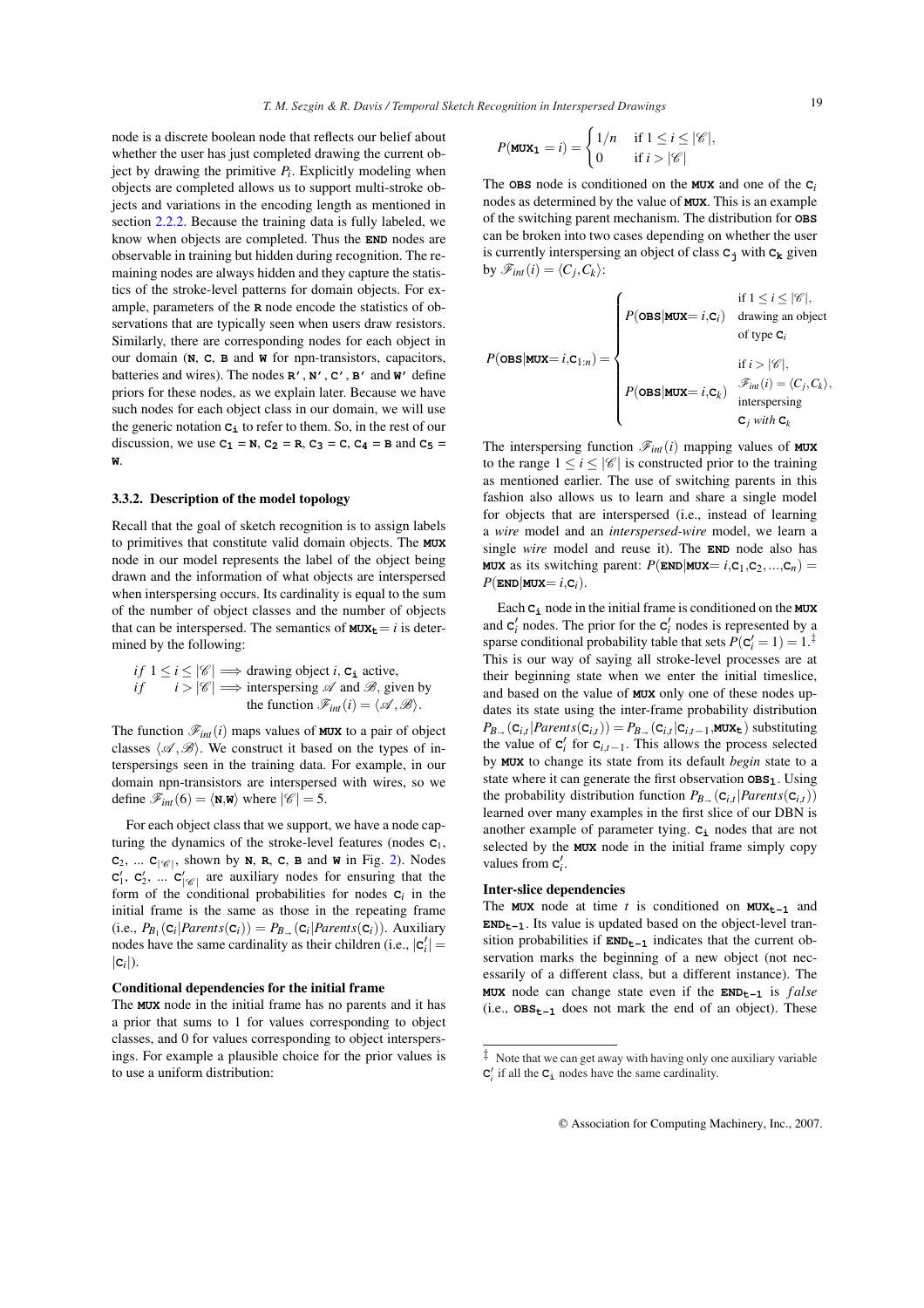node is a discrete boolean node that reflects our belief about whether the user has just completed drawing the current object by drawing the primitive $P_i$. Explicitly modeling when objects are completed allows us to support multi-stroke objects and variations in the encoding length as mentioned in section 2.2.2. Because the training data is fully labeled, we know when objects are completed. Thus the **END** nodes are observable in training but hidden during recognition. The remaining nodes are always hidden and they capture the statistics of the stroke-level patterns for domain objects. For example, parameters of the **R** node encode the statistics of observations that are typically seen when users draw resistors. Similarly, there are corresponding nodes for each object in our domain (**N**, **C**, **B** and **W** for npn-transistors, capacitors, batteries and wires). The nodes **R′**, **N′**, **C′**, **B′** and **W′** define priors for these nodes, as we explain later. Because we have such nodes for each object class in our domain, we will use the generic notation $\mathtt{C_i}$ to refer to them. So, in the rest of our discussion, we use $\mathtt{C_1} = \mathtt{N}$, $\mathtt{C_2} = \mathtt{R}$, $\mathtt{C_3} = \mathtt{C}$, $\mathtt{C_4} = \mathtt{B}$ and $\mathtt{C_5} = \mathtt{W}$.

### 3.3.2. Description of the model topology

Recall that the goal of sketch recognition is to assign labels to primitives that constitute valid domain objects. The **MUX** node in our model represents the label of the object being drawn and the information of what objects are interspersed when interspersing occurs. Its cardinality is equal to the sum of the number of object classes and the number of objects that can be interspersed. The semantics of $\mathtt{MUX_t} = i$ is determined by the following:

$$
\begin{aligned}
&if \;\; 1 \leq i \leq |\mathscr{C}| \implies \text{drawing object } i, \mathtt{C_i} \text{ active,}\\
&if \qquad i > |\mathscr{C}| \implies \text{interspersing } \mathscr{A} \text{ and } \mathscr{B}, \text{ given by}\\
&\qquad\qquad\qquad\qquad \text{the function } \mathscr{F}_{int}(i) = \langle \mathscr{A}, \mathscr{B} \rangle.
\end{aligned}
$$

The function $\mathscr{F}_{int}(i)$ maps values of **MUX** to a pair of object classes $\langle \mathscr{A}, \mathscr{B} \rangle$. We construct it based on the types of interspersings seen in the training data. For example, in our domain npn-transistors are interspersed with wires, so we define $\mathscr{F}_{int}(6) = \langle \mathtt{N}, \mathtt{W} \rangle$ where $|\mathscr{C}| = 5$.

For each object class that we support, we have a node capturing the dynamics of the stroke-level features (nodes $\mathtt{C}_1$, $\mathtt{C}_2$, ... $\mathtt{C}_{|\mathscr{C}|}$, shown by **N**, **R**, **C**, **B** and **W** in Fig. 2). Nodes $\mathtt{C}'_1$, $\mathtt{C}'_2$, ... $\mathtt{C}'_{|\mathscr{C}|}$ are auxiliary nodes for ensuring that the form of the conditional probabilities for nodes $\mathtt{C}_i$ in the initial frame is the same as those in the repeating frame (i.e., $P_{B_1}(\mathtt{C}_i|Parents(\mathtt{C}_i)) = P_{B_\rightarrow}(\mathtt{C}_i|Parents(\mathtt{C}_i))$. Auxiliary nodes have the same cardinality as their children (i.e., $|\mathtt{C}'_i| = |\mathtt{C}_i|$).

#### Conditional dependencies for the initial frame

The **MUX** node in the initial frame has no parents and it has a prior that sums to 1 for values corresponding to object classes, and 0 for values corresponding to object interspersings. For example a plausible choice for the prior values is to use a uniform distribution:

$$
P(\mathtt{MUX_1} = i) = \begin{cases} 1/n & \text{if } 1 \leq i \leq |\mathscr{C}|, \\ 0 & \text{if } i > |\mathscr{C}| \end{cases}
$$

The **OBS** node is conditioned on the **MUX** and one of the $\mathtt{C}_i$ nodes as determined by the value of **MUX**. This is an example of the switching parent mechanism. The distribution for **OBS** can be broken into two cases depending on whether the user is currently interspersing an object of class $\mathtt{C_j}$ with $\mathtt{C_k}$ given by $\mathscr{F}_{int}(i) = \langle C_j, C_k \rangle$:

$$
P(\mathtt{OBS}|\mathtt{MUX}{=}\,i, \mathtt{C}_{1:n}) = \begin{cases} P(\mathtt{OBS}|\mathtt{MUX}{=}\,i, \mathtt{C}_i) & \begin{array}{l}\text{if } 1 \leq i \leq |\mathscr{C}|, \\ \text{drawing an object} \\ \text{of type } \mathtt{C}_i\end{array} \\ P(\mathtt{OBS}|\mathtt{MUX}{=}\,i, \mathtt{C}_k) & \begin{array}{l}\text{if } i > |\mathscr{C}|, \\ \mathscr{F}_{int}(i) = \langle C_j, C_k \rangle, \\ \text{interspersing} \\ \mathtt{C}_j \textit{ with } \mathtt{C}_k\end{array} \end{cases}
$$

The interspersing function $\mathscr{F}_{int}(i)$ mapping values of **MUX** to the range $1 \leq i \leq |\mathscr{C}|$ is constructed prior to the training as mentioned earlier. The use of switching parents in this fashion also allows us to learn and share a single model for objects that are interspersed (i.e., instead of learning a *wire* model and an *interspersed-wire* model, we learn a single *wire* model and reuse it). The **END** node also has **MUX** as its switching parent: $P(\mathtt{END}|\mathtt{MUX}{=}\,i, \mathtt{C}_1, \mathtt{C}_2, ..., \mathtt{C}_n) = P(\mathtt{END}|\mathtt{MUX}{=}\,i, \mathtt{C}_i)$.

Each $\mathtt{C_i}$ node in the initial frame is conditioned on the **MUX** and $\mathtt{C}'_i$ nodes. The prior for the $\mathtt{C}'_i$ nodes is represented by a sparse conditional probability table that sets $P(\mathtt{C}'_i = 1) = 1$.[‡] This is our way of saying all stroke-level processes are at their beginning state when we enter the initial timeslice, and based on the value of **MUX** only one of these nodes updates its state using the inter-frame probability distribution $P_{B_\rightarrow}(\mathtt{C}_{i,t}|Parents(\mathtt{C}_{i,t})) = P_{B_\rightarrow}(\mathtt{C}_{i,t}|\mathtt{C}_{i,t-1}, \mathtt{MUX_t})$ substituting the value of $\mathtt{C}'_i$ for $\mathtt{C}_{i,t-1}$. This allows the process selected by **MUX** to change its state from its default *begin* state to a state where it can generate the first observation $\mathtt{OBS_1}$. Using the probability distribution function $P_{B_\rightarrow}(\mathtt{C}_{i,t}|Parents(\mathtt{C}_{i,t}))$ learned over many examples in the first slice of our DBN is another example of parameter tying. $\mathtt{C_i}$ nodes that are not selected by the **MUX** node in the initial frame simply copy values from $\mathtt{C}'_i$.

#### Inter-slice dependencies

The **MUX** node at time $t$ is conditioned on $\mathtt{MUX_{t-1}}$ and $\mathtt{END_{t-1}}$. Its value is updated based on the object-level transition probabilities if $\mathtt{END_{t-1}}$ indicates that the current observation marks the beginning of a new object (not necessarily of a different class, but a different instance). The **MUX** node can change state even if the $\mathtt{END_{t-1}}$ is *false* (i.e., $\mathtt{OBS_{t-1}}$ does not mark the end of an object). These

[‡] Note that we can get away with having only one auxiliary variable $\mathtt{C}'_i$ if all the $\mathtt{C_i}$ nodes have the same cardinality.

© Association for Computing Machinery, Inc., 2007.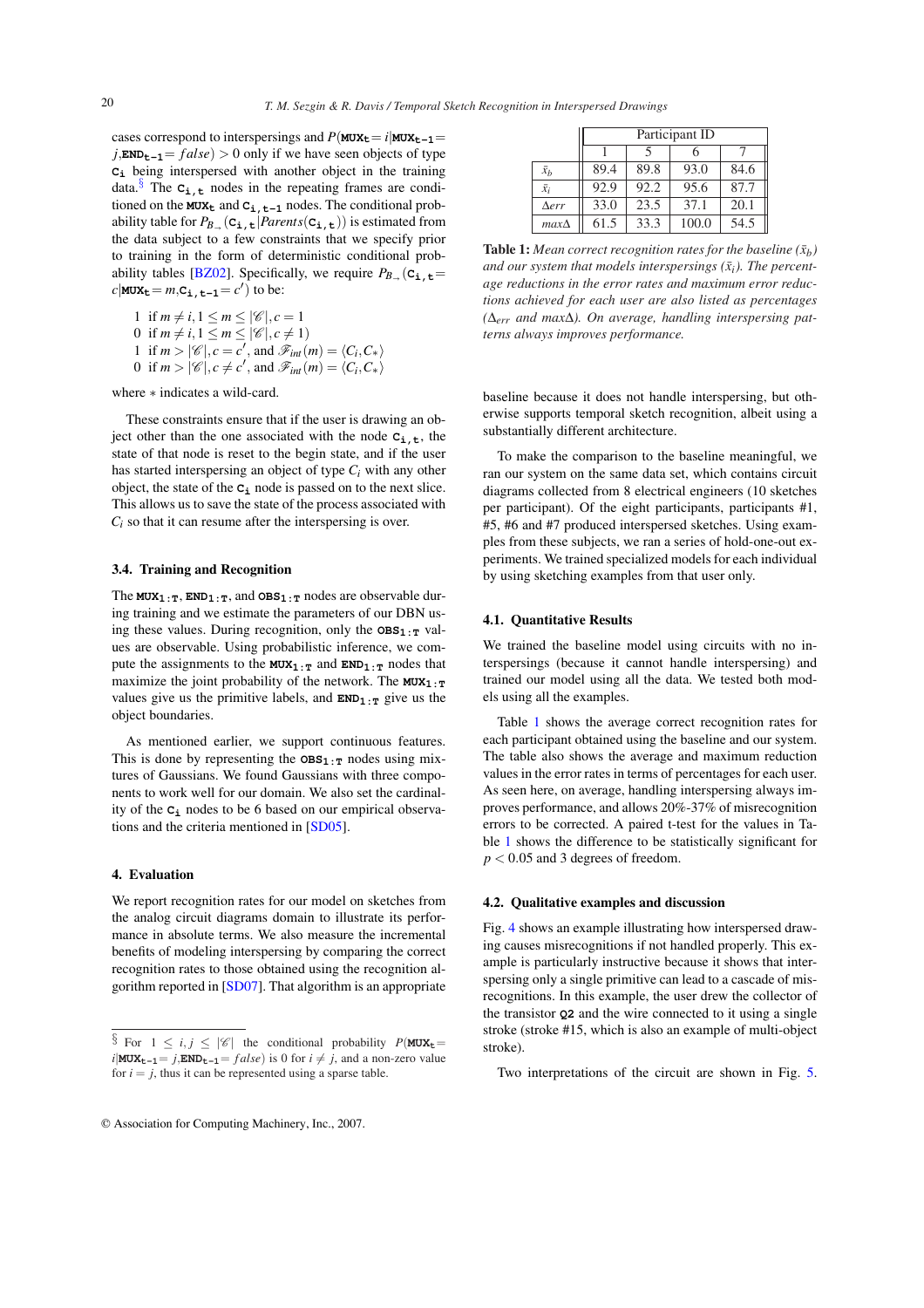cases correspond to interspersings and $P(\mathtt{MUX_t} = i | \mathtt{MUX_{t-1}} = j, \mathtt{END_{t-1}} = false) > 0$ only if we have seen objects of type $\mathtt{C_i}$ being interspersed with another object in the training data.[§] The $\mathtt{C_{i,t}}$ nodes in the repeating frames are conditioned on the $\mathtt{MUX_t}$ and $\mathtt{C_{i,t-1}}$ nodes. The conditional probability table for $P_{B_\rightarrow}(\mathtt{C_{i,t}} | Parents(\mathtt{C_{i,t}}))$ is estimated from the data subject to a few constraints that we specify prior to training in the form of deterministic conditional probability tables [BZ02]. Specifically, we require $P_{B_\rightarrow}(\mathtt{C_{i,t}} = c | \mathtt{MUX_t} = m, \mathtt{C_{i,t-1}} = c')$ to be:

$$
\begin{array}{ll}
1 & \text{if } m \neq i, 1 \leq m \leq |\mathscr{C}|, c = 1 \\
0 & \text{if } m \neq i, 1 \leq m \leq |\mathscr{C}|, c \neq 1) \\
1 & \text{if } m > |\mathscr{C}|, c = c', \text{ and } \mathscr{F}_{int}(m) = \langle C_i, C_* \rangle \\
0 & \text{if } m > |\mathscr{C}|, c \neq c', \text{ and } \mathscr{F}_{int}(m) = \langle C_i, C_* \rangle
\end{array}
$$

where $*$ indicates a wild-card.

These constraints ensure that if the user is drawing an object other than the one associated with the node $\mathtt{C_{i,t}}$, the state of that node is reset to the begin state, and if the user has started interspersing an object of type $C_i$ with any other object, the state of the $\mathtt{C_i}$ node is passed on to the next slice. This allows us to save the state of the process associated with $C_i$ so that it can resume after the interspersing is over.

### 3.4. Training and Recognition

The $\mathtt{MUX_{1:T}}$, $\mathtt{END_{1:T}}$, and $\mathtt{OBS_{1:T}}$ nodes are observable during training and we estimate the parameters of our DBN using these values. During recognition, only the $\mathtt{OBS_{1:T}}$ values are observable. Using probabilistic inference, we compute the assignments to the $\mathtt{MUX_{1:T}}$ and $\mathtt{END_{1:T}}$ nodes that maximize the joint probability of the network. The $\mathtt{MUX_{1:T}}$ values give us the primitive labels, and $\mathtt{END_{1:T}}$ give us the object boundaries.

As mentioned earlier, we support continuous features. This is done by representing the $\mathtt{OBS_{1:T}}$ nodes using mixtures of Gaussians. We found Gaussians with three components to work well for our domain. We also set the cardinality of the $\mathtt{C_i}$ nodes to be 6 based on our empirical observations and the criteria mentioned in [SD05].

## 4. Evaluation

We report recognition rates for our model on sketches from the analog circuit diagrams domain to illustrate its performance in absolute terms. We also measure the incremental benefits of modeling interspersing by comparing the correct recognition rates to those obtained using the recognition algorithm reported in [SD07]. That algorithm is an appropriate baseline because it does not handle interspersing, but otherwise supports temporal sketch recognition, albeit using a substantially different architecture.

To make the comparison to the baseline meaningful, we ran our system on the same data set, which contains circuit diagrams collected from 8 electrical engineers (10 sketches per participant). Of the eight participants, participants #1, #5, #6 and #7 produced interspersed sketches. Using examples from these subjects, we ran a series of hold-one-out experiments. We trained specialized models for each individual by using sketching examples from that user only.

[§] For $1 \leq i, j \leq |\mathscr{C}|$ the conditional probability $P(\mathtt{MUX_t} = i | \mathtt{MUX_{t-1}} = j, \mathtt{END_{t-1}} = false)$ is 0 for $i \neq j$, and a non-zero value for $i = j$, thus it can be represented using a sparse table.

| | Participant ID | | | |
|---|---|---|---|---|
| | 1 | 5 | 6 | 7 |
| $\bar{x}_b$ | 89.4 | 89.8 | 93.0 | 84.6 |
| $\bar{x}_i$ | 92.9 | 92.2 | 95.6 | 87.7 |
| $\Delta err$ | 33.0 | 23.5 | 37.1 | 20.1 |
| $max\Delta$ | 61.5 | 33.3 | 100.0 | 54.5 |

**Table 1:** *Mean correct recognition rates for the baseline ($\bar{x}_b$) and our system that models interspersings ($\bar{x}_i$). The percentage reductions in the error rates and maximum error reductions achieved for each user are also listed as percentages ($\Delta_{err}$ and $max\Delta$). On average, handling interspersing patterns always improves performance.*

### 4.1. Quantitative Results

We trained the baseline model using circuits with no interspersings (because it cannot handle interspersing) and trained our model using all the data. We tested both models using all the examples.

Table 1 shows the average correct recognition rates for each participant obtained using the baseline and our system. The table also shows the average and maximum reduction values in the error rates in terms of percentages for each user. As seen here, on average, handling interspersing always improves performance, and allows 20%-37% of misrecognition errors to be corrected. A paired t-test for the values in Table 1 shows the difference to be statistically significant for $p < 0.05$ and 3 degrees of freedom.

### 4.2. Qualitative examples and discussion

Fig. 4 shows an example illustrating how interspersed drawing causes misrecognitions if not handled properly. This example is particularly instructive because it shows that interspersing only a single primitive can lead to a cascade of misrecognitions. In this example, the user drew the collector of the transistor **Q2** and the wire connected to it using a single stroke (stroke #15, which is also an example of multi-object stroke).

Two interpretations of the circuit are shown in Fig. 5.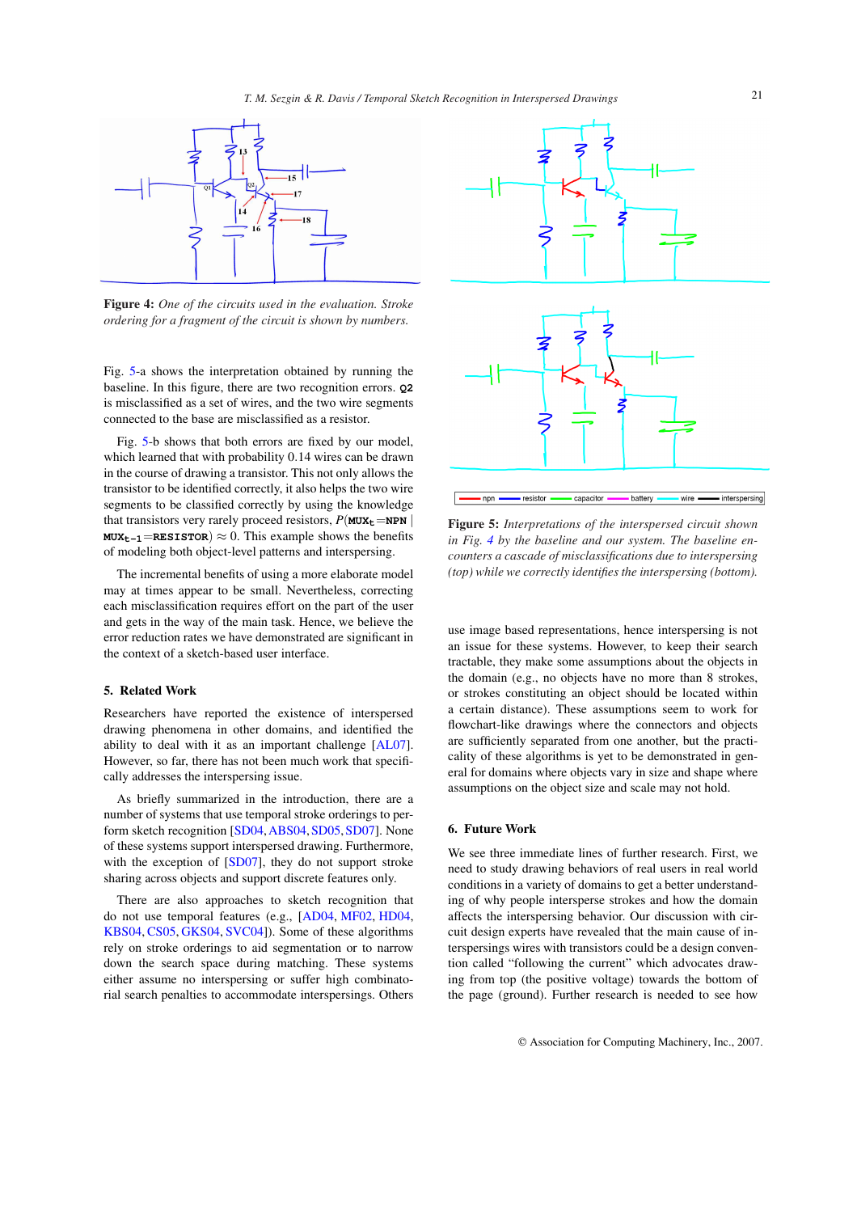Figure 4: *One of the circuits used in the evaluation. Stroke ordering for a fragment of the circuit is shown by numbers.*

Figure 5: *Interpretations of the interspersed circuit shown in Fig. 4 by the baseline and our system. The baseline encounters a cascade of misclassifications due to interspersing (top) while we correctly identifies the interspersing (bottom).*

Fig. 5-a shows the interpretation obtained by running the baseline. In this figure, there are two recognition errors. **Q2** is misclassified as a set of wires, and the two wire segments connected to the base are misclassified as a resistor.

Fig. 5-b shows that both errors are fixed by our model, which learned that with probability 0.14 wires can be drawn in the course of drawing a transistor. This not only allows the transistor to be identified correctly, it also helps the two wire segments to be classified correctly by using the knowledge that transistors very rarely proceed resistors, $P(\mathbf{MUX_t}{=}\mathbf{NPN} \mid \mathbf{MUX_{t-1}}{=}\mathbf{RESISTOR}) \approx 0$. This example shows the benefits of modeling both object-level patterns and interspersing.

The incremental benefits of using a more elaborate model may at times appear to be small. Nevertheless, correcting each misclassification requires effort on the part of the user and gets in the way of the main task. Hence, we believe the error reduction rates we have demonstrated are significant in the context of a sketch-based user interface.

## 5. Related Work

Researchers have reported the existence of interspersed drawing phenomena in other domains, and identified the ability to deal with it as an important challenge [AL07]. However, so far, there has not been much work that specifically addresses the interspersing issue.

As briefly summarized in the introduction, there are a number of systems that use temporal stroke orderings to perform sketch recognition [SD04, ABS04, SD05, SD07]. None of these systems support interspersed drawing. Furthermore, with the exception of [SD07], they do not support stroke sharing across objects and support discrete features only.

There are also approaches to sketch recognition that do not use temporal features (e.g., [AD04, MF02, HD04, KBS04, CS05, GKS04, SVC04]). Some of these algorithms rely on stroke orderings to aid segmentation or to narrow down the search space during matching. These systems either assume no interspersing or suffer high combinatorial search penalties to accommodate interspersings. Others use image based representations, hence interspersing is not an issue for these systems. However, to keep their search tractable, they make some assumptions about the objects in the domain (e.g., no objects have no more than 8 strokes, or strokes constituting an object should be located within a certain distance). These assumptions work for flowchart-like drawings where the connectors and objects are sufficiently separated from one another, but the practicality of these algorithms is yet to be demonstrated in general for domains where objects vary in size and shape where assumptions on the object size and scale may not hold.

## 6. Future Work

We see three immediate lines of further research. First, we need to study drawing behaviors of real users in real world conditions in a variety of domains to get a better understanding of why people intersperse strokes and how the domain affects the interspersing behavior. Our discussion with circuit design experts have revealed that the main cause of interspersings wires with transistors could be a design convention called “following the current” which advocates drawing from top (the positive voltage) towards the bottom of the page (ground). Further research is needed to see how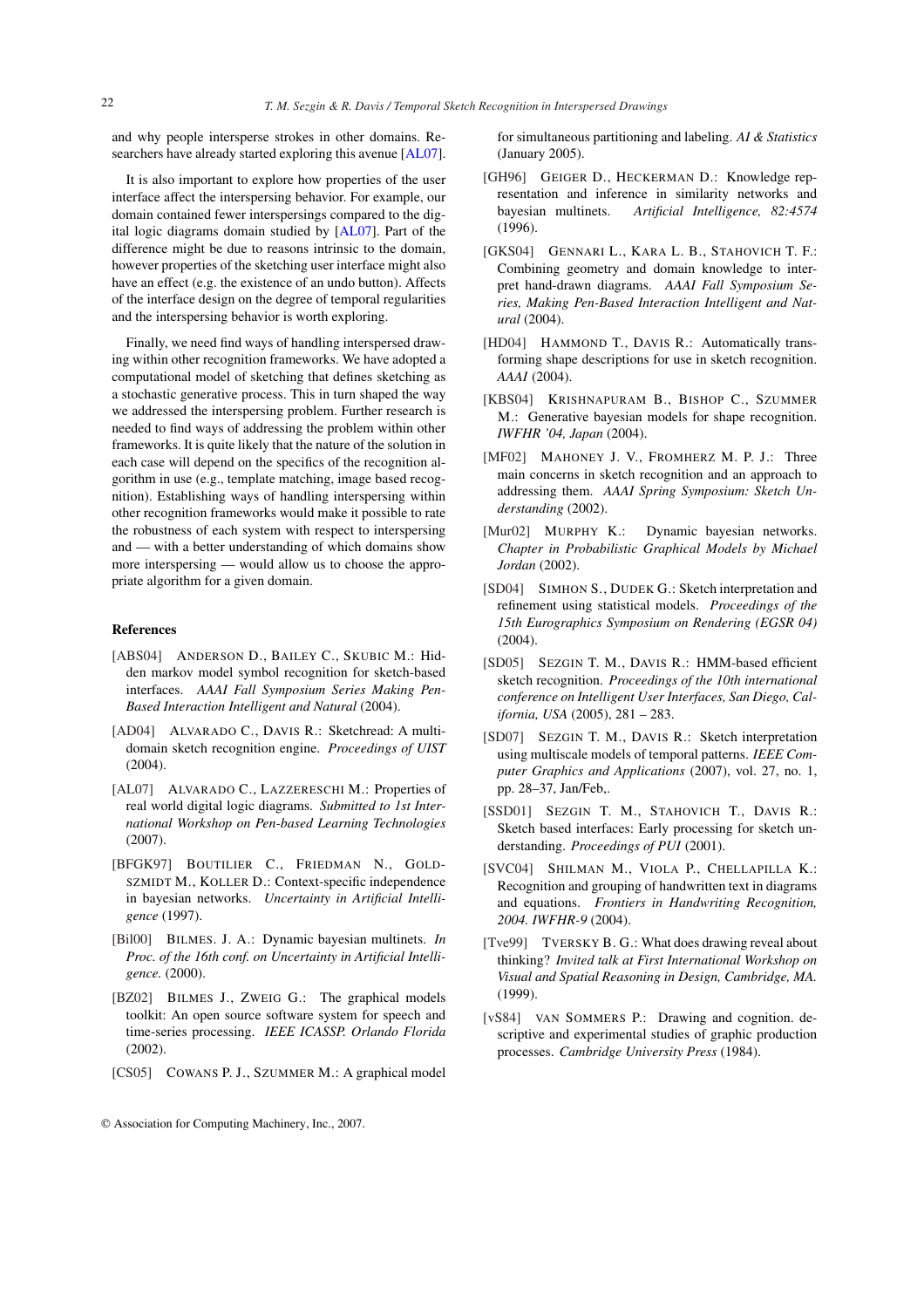and why people intersperse strokes in other domains. Researchers have already started exploring this avenue [AL07].

It is also important to explore how properties of the user interface affect the interspersing behavior. For example, our domain contained fewer interspersings compared to the digital logic diagrams domain studied by [AL07]. Part of the difference might be due to reasons intrinsic to the domain, however properties of the sketching user interface might also have an effect (e.g. the existence of an undo button). Affects of the interface design on the degree of temporal regularities and the interspersing behavior is worth exploring.

Finally, we need find ways of handling interspersed drawing within other recognition frameworks. We have adopted a computational model of sketching that defines sketching as a stochastic generative process. This in turn shaped the way we addressed the interspersing problem. Further research is needed to find ways of addressing the problem within other frameworks. It is quite likely that the nature of the solution in each case will depend on the specifics of the recognition algorithm in use (e.g., template matching, image based recognition). Establishing ways of handling interspersing within other recognition frameworks would make it possible to rate the robustness of each system with respect to interspersing and — with a better understanding of which domains show more interspersing — would allow us to choose the appropriate algorithm for a given domain.

## References

[ABS04] ANDERSON D., BAILEY C., SKUBIC M.: Hidden markov model symbol recognition for sketch-based interfaces. *AAAI Fall Symposium Series Making Pen-Based Interaction Intelligent and Natural* (2004).

[AD04] ALVARADO C., DAVIS R.: Sketchread: A multi-domain sketch recognition engine. *Proceedings of UIST* (2004).

[AL07] ALVARADO C., LAZZERESCHI M.: Properties of real world digital logic diagrams. *Submitted to 1st International Workshop on Pen-based Learning Technologies* (2007).

[BFGK97] BOUTILIER C., FRIEDMAN N., GOLDSZMIDT M., KOLLER D.: Context-specific independence in bayesian networks. *Uncertainty in Artificial Intelligence* (1997).

[Bil00] BILMES. J. A.: Dynamic bayesian multinets. *In Proc. of the 16th conf. on Uncertainty in Artificial Intelligence.* (2000).

[BZ02] BILMES J., ZWEIG G.: The graphical models toolkit: An open source software system for speech and time-series processing. *IEEE ICASSP. Orlando Florida* (2002).

[CS05] COWANS P. J., SZUMMER M.: A graphical model for simultaneous partitioning and labeling. *AI & Statistics* (January 2005).

[GH96] GEIGER D., HECKERMAN D.: Knowledge representation and inference in similarity networks and bayesian multinets. *Artificial Intelligence, 82:4574* (1996).

[GKS04] GENNARI L., KARA L. B., STAHOVICH T. F.: Combining geometry and domain knowledge to interpret hand-drawn diagrams. *AAAI Fall Symposium Series, Making Pen-Based Interaction Intelligent and Natural* (2004).

[HD04] HAMMOND T., DAVIS R.: Automatically transforming shape descriptions for use in sketch recognition. *AAAI* (2004).

[KBS04] KRISHNAPURAM B., BISHOP C., SZUMMER M.: Generative bayesian models for shape recognition. *IWFHR '04, Japan* (2004).

[MF02] MAHONEY J. V., FROMHERZ M. P. J.: Three main concerns in sketch recognition and an approach to addressing them. *AAAI Spring Symposium: Sketch Understanding* (2002).

[Mur02] MURPHY K.: Dynamic bayesian networks. *Chapter in Probabilistic Graphical Models by Michael Jordan* (2002).

[SD04] SIMHON S., DUDEK G.: Sketch interpretation and refinement using statistical models. *Proceedings of the 15th Eurographics Symposium on Rendering (EGSR 04)* (2004).

[SD05] SEZGIN T. M., DAVIS R.: HMM-based efficient sketch recognition. *Proceedings of the 10th international conference on Intelligent User Interfaces, San Diego, California, USA* (2005), 281 – 283.

[SD07] SEZGIN T. M., DAVIS R.: Sketch interpretation using multiscale models of temporal patterns. *IEEE Computer Graphics and Applications* (2007), vol. 27, no. 1, pp. 28–37, Jan/Feb,.

[SSD01] SEZGIN T. M., STAHOVICH T., DAVIS R.: Sketch based interfaces: Early processing for sketch understanding. *Proceedings of PUI* (2001).

[SVC04] SHILMAN M., VIOLA P., CHELLAPILLA K.: Recognition and grouping of handwritten text in diagrams and equations. *Frontiers in Handwriting Recognition, 2004. IWFHR-9* (2004).

[Tve99] TVERSKY B. G.: What does drawing reveal about thinking? *Invited talk at First International Workshop on Visual and Spatial Reasoning in Design, Cambridge, MA.* (1999).

[vS84] VAN SOMMERS P.: Drawing and cognition. descriptive and experimental studies of graphic production processes. *Cambridge University Press* (1984).

© Association for Computing Machinery, Inc., 2007.